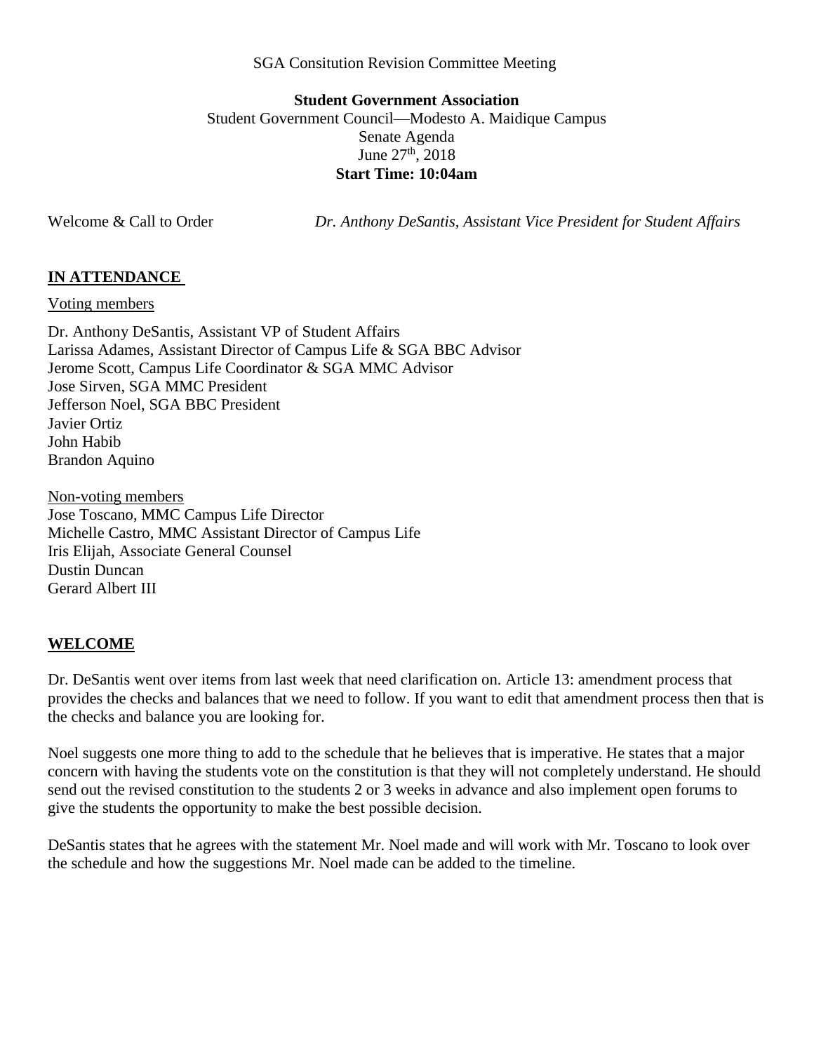SGA Consitution Revision Committee Meeting

**Student Government Association**
Student Government Council—Modesto A. Maidique Campus
Senate Agenda
June 27th, 2018
**Start Time: 10:04am**

Welcome & Call to Order *Dr. Anthony DeSantis, Assistant Vice President for Student Affairs*

## IN ATTENDANCE

Voting members

Dr. Anthony DeSantis, Assistant VP of Student Affairs
Larissa Adames, Assistant Director of Campus Life & SGA BBC Advisor
Jerome Scott, Campus Life Coordinator & SGA MMC Advisor
Jose Sirven, SGA MMC President
Jefferson Noel, SGA BBC President
Javier Ortiz
John Habib
Brandon Aquino

Non-voting members

Jose Toscano, MMC Campus Life Director
Michelle Castro, MMC Assistant Director of Campus Life
Iris Elijah, Associate General Counsel
Dustin Duncan
Gerard Albert III

## WELCOME

Dr. DeSantis went over items from last week that need clarification on. Article 13: amendment process that provides the checks and balances that we need to follow. If you want to edit that amendment process then that is the checks and balance you are looking for.

Noel suggests one more thing to add to the schedule that he believes that is imperative. He states that a major concern with having the students vote on the constitution is that they will not completely understand. He should send out the revised constitution to the students 2 or 3 weeks in advance and also implement open forums to give the students the opportunity to make the best possible decision.

DeSantis states that he agrees with the statement Mr. Noel made and will work with Mr. Toscano to look over the schedule and how the suggestions Mr. Noel made can be added to the timeline.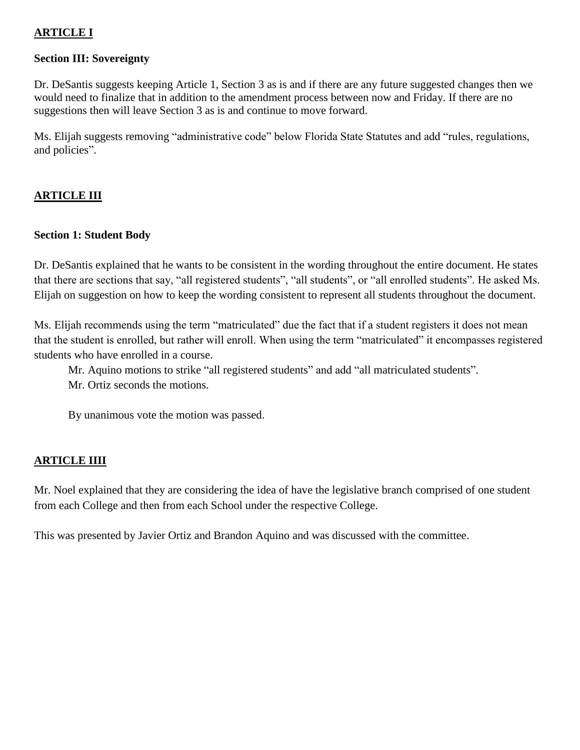## ARTICLE I

### Section III: Sovereignty

Dr. DeSantis suggests keeping Article 1, Section 3 as is and if there are any future suggested changes then we would need to finalize that in addition to the amendment process between now and Friday. If there are no suggestions then will leave Section 3 as is and continue to move forward.

Ms. Elijah suggests removing "administrative code" below Florida State Statutes and add "rules, regulations, and policies".

## ARTICLE III

### Section 1: Student Body

Dr. DeSantis explained that he wants to be consistent in the wording throughout the entire document. He states that there are sections that say, "all registered students", "all students", or "all enrolled students". He asked Ms. Elijah on suggestion on how to keep the wording consistent to represent all students throughout the document.

Ms. Elijah recommends using the term "matriculated" due the fact that if a student registers it does not mean that the student is enrolled, but rather will enroll. When using the term "matriculated" it encompasses registered students who have enrolled in a course.

> Mr. Aquino motions to strike "all registered students" and add "all matriculated students".
> Mr. Ortiz seconds the motions.
>
> By unanimous vote the motion was passed.

## ARTICLE IIII

Mr. Noel explained that they are considering the idea of have the legislative branch comprised of one student from each College and then from each School under the respective College.

This was presented by Javier Ortiz and Brandon Aquino and was discussed with the committee.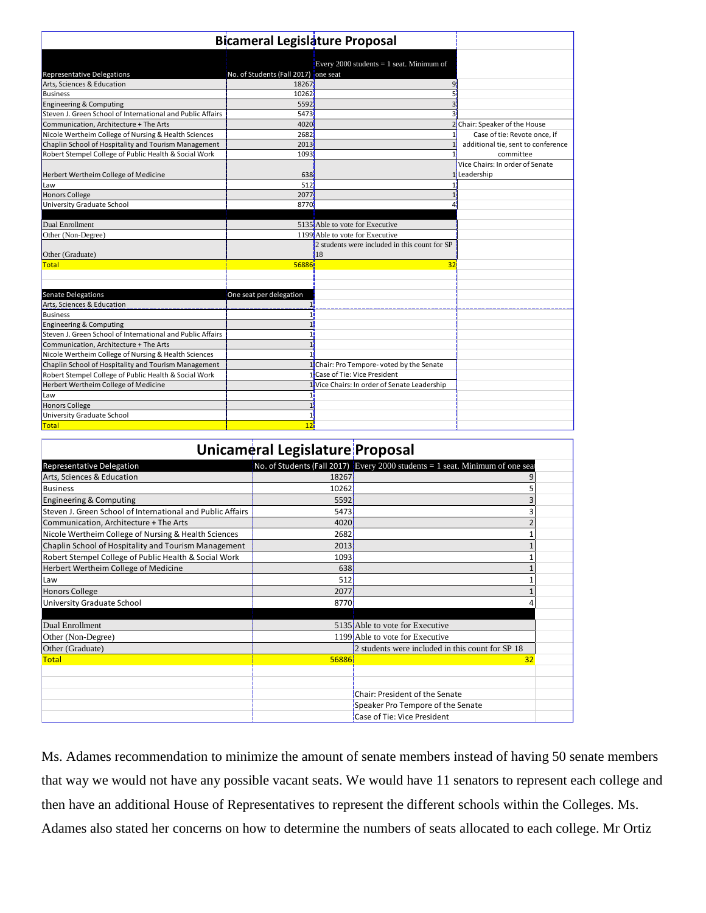## Bicameral Legislature Proposal

| Representative Delegations | No. of Students (Fall 2017) | Every 2000 students = 1 seat. Minimum of one seat | |
|---|---|---|---|
| Arts, Sciences & Education | 18267 | 9 | |
| Business | 10262 | 5 | |
| Engineering & Computing | 5592 | 3 | |
| Steven J. Green School of International and Public Affairs | 5473 | 3 | |
| Communication, Architecture + The Arts | 4020 | 2 | Chair: Speaker of the House |
| Nicole Wertheim College of Nursing & Health Sciences | 2682 | 1 | Case of tie: Revote once, if |
| Chaplin School of Hospitality and Tourism Management | 2013 | 1 | additional tie, sent to conference |
| Robert Stempel College of Public Health & Social Work | 1093 | 1 | committee |
| Herbert Wertheim College of Medicine | 638 | 1 | Vice Chairs: In order of Senate Leadership |
| Law | 512 | 1 | |
| Honors College | 2077 | 1 | |
| University Graduate School | 8770 | 4 | |
| | | | |
| Dual Enrollment | 5135 | Able to vote for Executive | |
| Other (Non-Degree) | 1199 | Able to vote for Executive | |
| Other (Graduate) | | 2 students were included in this count for SP 18 | |
| Total | 56886 | 32 | |

| Senate Delegations | One seat per delegation | |
|---|---|---|
| Arts, Sciences & Education | 1 | |
| Business | 1 | |
| Engineering & Computing | 1 | |
| Steven J. Green School of International and Public Affairs | 1 | |
| Communication, Architecture + The Arts | 1 | |
| Nicole Wertheim College of Nursing & Health Sciences | 1 | |
| Chaplin School of Hospitality and Tourism Management | 1 | Chair: Pro Tempore- voted by the Senate |
| Robert Stempel College of Public Health & Social Work | 1 | Case of Tie: Vice President |
| Herbert Wertheim College of Medicine | 1 | Vice Chairs: In order of Senate Leadership |
| Law | 1 | |
| Honors College | 1 | |
| University Graduate School | 1 | |
| Total | 12 | |

## Unicameral Legislature Proposal

| Representative Delegation | No. of Students (Fall 2017) | Every 2000 students = 1 seat. Minimum of one seat |
|---|---|---|
| Arts, Sciences & Education | 18267 | 9 |
| Business | 10262 | 5 |
| Engineering & Computing | 5592 | 3 |
| Steven J. Green School of International and Public Affairs | 5473 | 3 |
| Communication, Architecture + The Arts | 4020 | 2 |
| Nicole Wertheim College of Nursing & Health Sciences | 2682 | 1 |
| Chaplin School of Hospitality and Tourism Management | 2013 | 1 |
| Robert Stempel College of Public Health & Social Work | 1093 | 1 |
| Herbert Wertheim College of Medicine | 638 | 1 |
| Law | 512 | 1 |
| Honors College | 2077 | 1 |
| University Graduate School | 8770 | 4 |
| | | |
| Dual Enrollment | 5135 | Able to vote for Executive |
| Other (Non-Degree) | 1199 | Able to vote for Executive |
| Other (Graduate) | | 2 students were included in this count for SP 18 |
| Total | 56886 | 32 |
| | | |
| | | |
| | | Chair: President of the Senate |
| | | Speaker Pro Tempore of the Senate |
| | | Case of Tie: Vice President |

Ms. Adames recommendation to minimize the amount of senate members instead of having 50 senate members that way we would not have any possible vacant seats. We would have 11 senators to represent each college and then have an additional House of Representatives to represent the different schools within the Colleges. Ms. Adames also stated her concerns on how to determine the numbers of seats allocated to each college. Mr Ortiz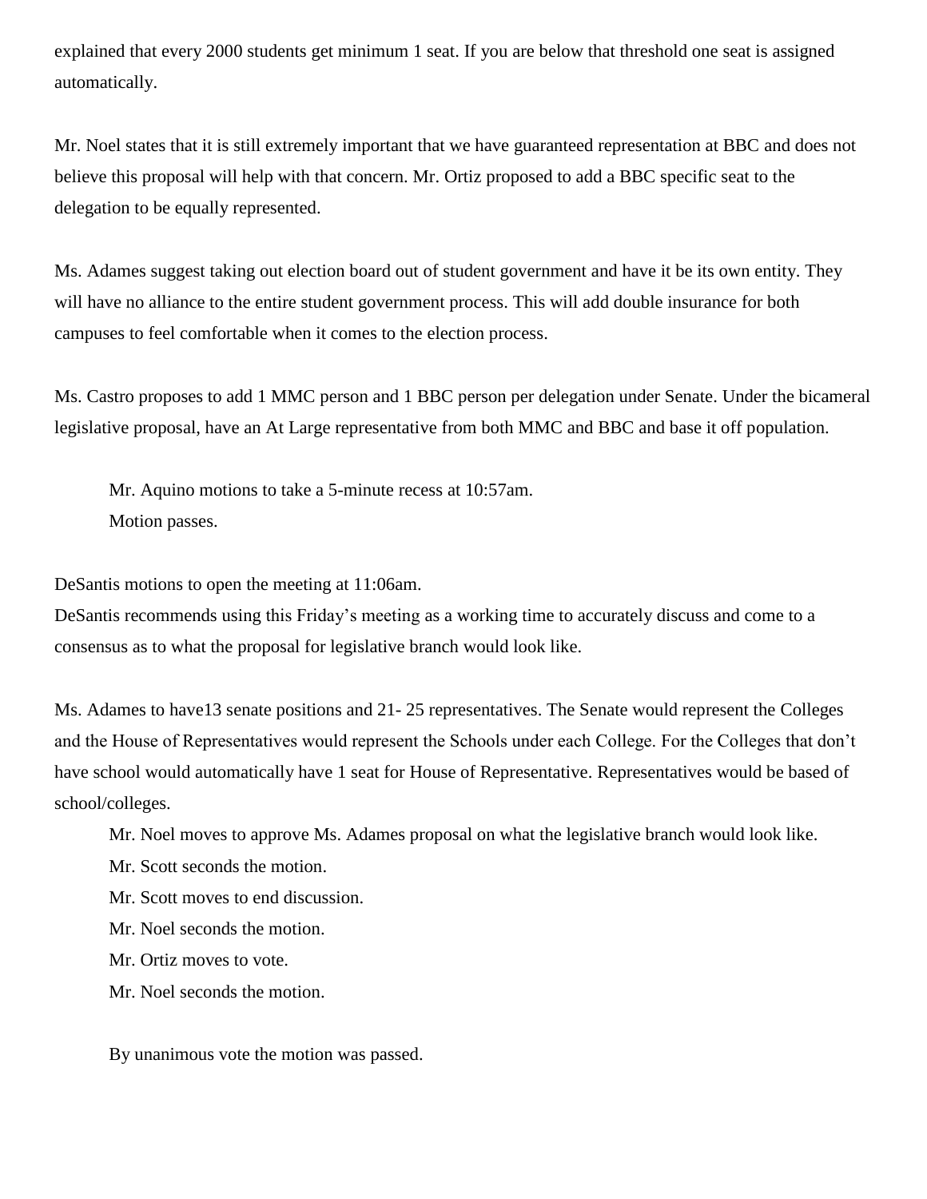explained that every 2000 students get minimum 1 seat. If you are below that threshold one seat is assigned automatically.

Mr. Noel states that it is still extremely important that we have guaranteed representation at BBC and does not believe this proposal will help with that concern. Mr. Ortiz proposed to add a BBC specific seat to the delegation to be equally represented.

Ms. Adames suggest taking out election board out of student government and have it be its own entity. They will have no alliance to the entire student government process. This will add double insurance for both campuses to feel comfortable when it comes to the election process.

Ms. Castro proposes to add 1 MMC person and 1 BBC person per delegation under Senate. Under the bicameral legislative proposal, have an At Large representative from both MMC and BBC and base it off population.

> Mr. Aquino motions to take a 5-minute recess at 10:57am.
> Motion passes.

DeSantis motions to open the meeting at 11:06am.
DeSantis recommends using this Friday's meeting as a working time to accurately discuss and come to a consensus as to what the proposal for legislative branch would look like.

Ms. Adames to have13 senate positions and 21- 25 representatives. The Senate would represent the Colleges and the House of Representatives would represent the Schools under each College. For the Colleges that don't have school would automatically have 1 seat for House of Representative. Representatives would be based of school/colleges.

> Mr. Noel moves to approve Ms. Adames proposal on what the legislative branch would look like.
> Mr. Scott seconds the motion.
> Mr. Scott moves to end discussion.
> Mr. Noel seconds the motion.
> Mr. Ortiz moves to vote.
> Mr. Noel seconds the motion.
>
> By unanimous vote the motion was passed.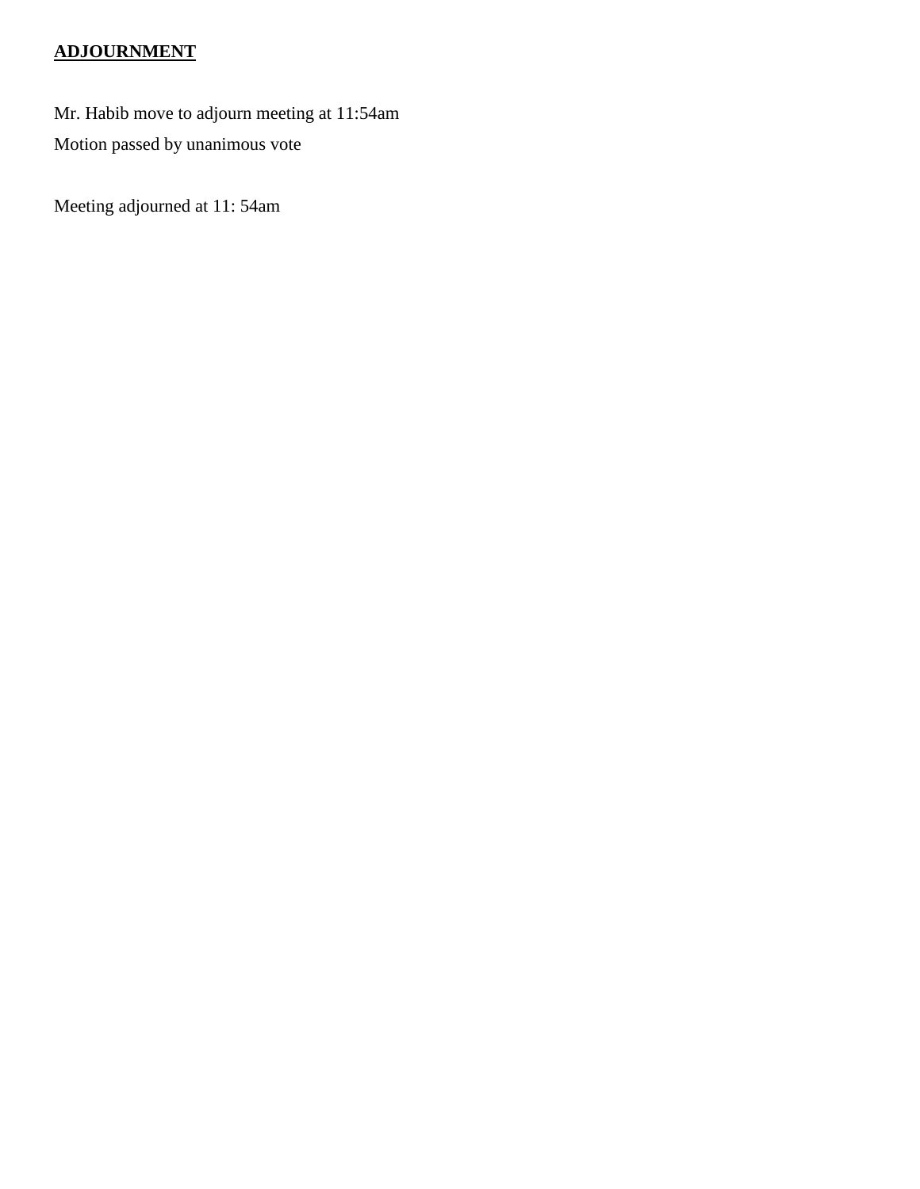**ADJOURNMENT**

Mr. Habib move to adjourn meeting at 11:54am
Motion passed by unanimous vote

Meeting adjourned at 11: 54am